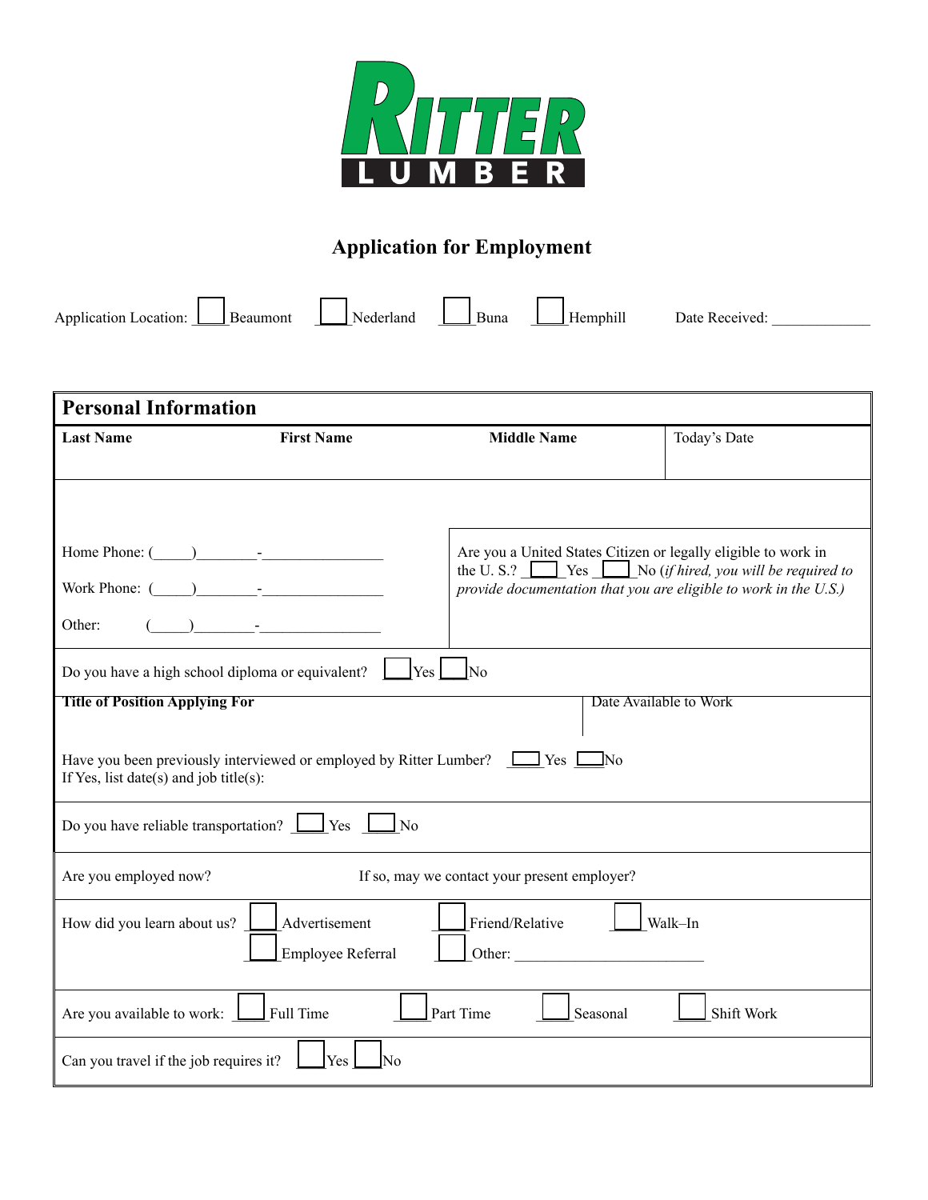RITTER LUMBER

# Application for Employment

Application Location: ☐ Beaumont ☐ Nederland ☐ Buna ☐ Hemphill Date Received: _____________

## Personal Information

| **Last Name** | **First Name** | **Middle Name** | Today's Date |
|---|---|---|---|
| | | | |

Home Phone: (_____)________-________________

Work Phone: (_____)________-________________

Other: (_____)________-________________

Are you a United States Citizen or legally eligible to work in the U. S.? ☐ Yes ☐ No (*if hired, you will be required to provide documentation that you are eligible to work in the U.S.)*

Do you have a high school diploma or equivalent? ☐ Yes ☐ No

**Title of Position Applying For** Date Available to Work

Have you been previously interviewed or employed by Ritter Lumber? ☐ Yes ☐ No
If Yes, list date(s) and job title(s):

Do you have reliable transportation? ☐ Yes ☐ No

Are you employed now? If so, may we contact your present employer?

How did you learn about us? ☐ Advertisement ☐ Friend/Relative ☐ Walk–In ☐ Employee Referral ☐ Other: ________________________

Are you available to work: ☐ Full Time ☐ Part Time ☐ Seasonal ☐ Shift Work

Can you travel if the job requires it? ☐ Yes ☐ No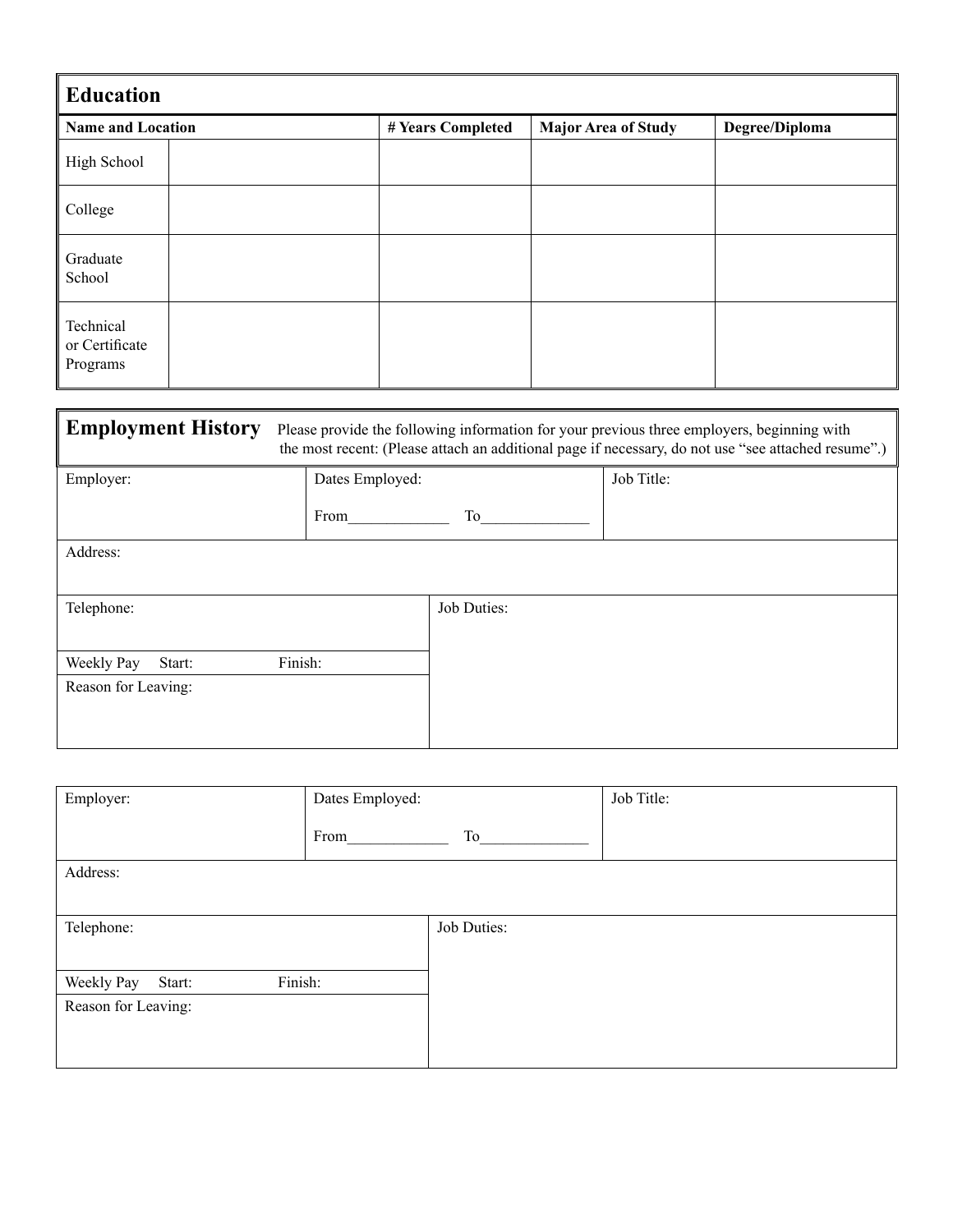## Education

| Name and Location | | # Years Completed | Major Area of Study | Degree/Diploma |
|---|---|---|---|---|
| High School | | | | |
| College | | | | |
| Graduate School | | | | |
| Technical or Certificate Programs | | | | |

## Employment History

Please provide the following information for your previous three employers, beginning with the most recent: (Please attach an additional page if necessary, do not use "see attached resume".)

| Employer: | Dates Employed: From_____________ To______________ | Job Title: |
|---|---|---|
| Address: | | |
| Telephone: | Job Duties: | |
| Weekly Pay Start: Finish: | | |
| Reason for Leaving: | | |

| Employer: | Dates Employed: From_____________ To______________ | Job Title: |
|---|---|---|
| Address: | | |
| Telephone: | Job Duties: | |
| Weekly Pay Start: Finish: | | |
| Reason for Leaving: | | |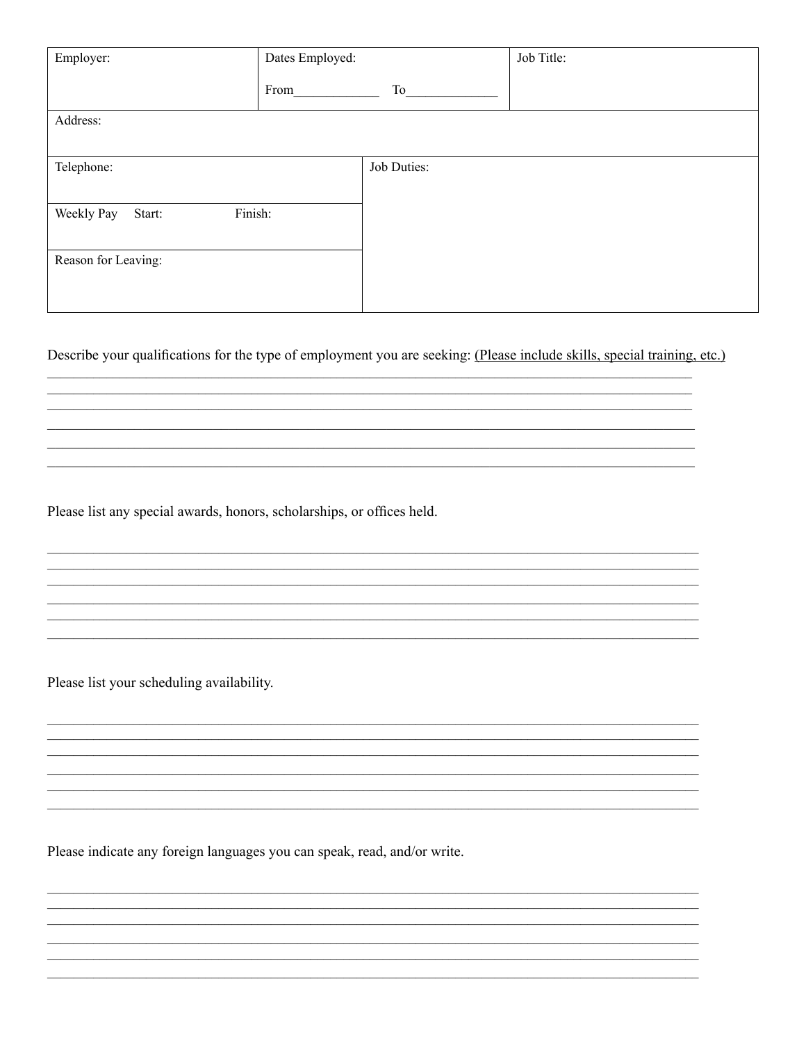| Employer: | Dates Employed: From______________ To_______________ | Job Title: |
|---|---|---|
| Address: | | |
| Telephone: | Job Duties: | |
| Weekly Pay Start: Finish: | | |
| Reason for Leaving: | | |

Describe your qualifications for the type of employment you are seeking: <u>(Please include skills, special training, etc.)</u>

______________________________________________________________________________________
______________________________________________________________________________________
______________________________________________________________________________________
______________________________________________________________________________________
______________________________________________________________________________________
______________________________________________________________________________________

Please list any special awards, honors, scholarships, or offices held.

______________________________________________________________________________________
______________________________________________________________________________________
______________________________________________________________________________________
______________________________________________________________________________________
______________________________________________________________________________________
______________________________________________________________________________________

Please list your scheduling availability.

______________________________________________________________________________________
______________________________________________________________________________________
______________________________________________________________________________________
______________________________________________________________________________________
______________________________________________________________________________________
______________________________________________________________________________________

Please indicate any foreign languages you can speak, read, and/or write.

______________________________________________________________________________________
______________________________________________________________________________________
______________________________________________________________________________________
______________________________________________________________________________________
______________________________________________________________________________________
______________________________________________________________________________________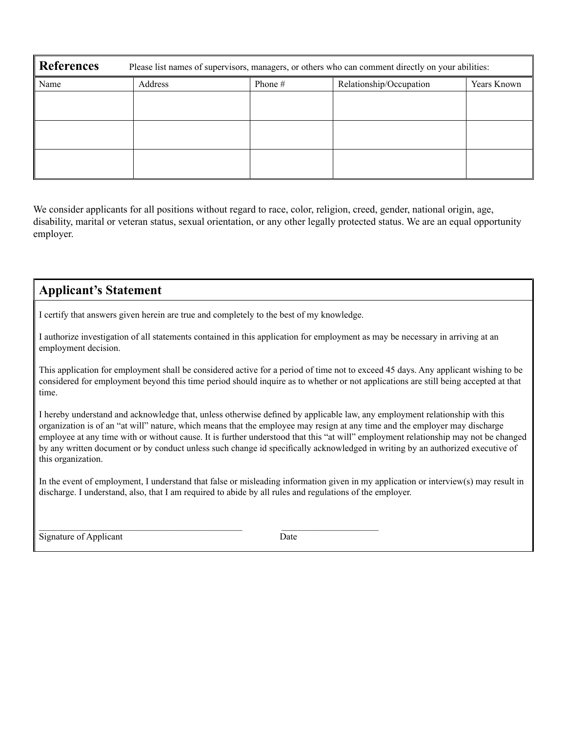| **References** Please list names of supervisors, managers, or others who can comment directly on your abilities: | | | | |
|---|---|---|---|---|
| Name | Address | Phone # | Relationship/Occupation | Years Known |
| | | | | |
| | | | | |
| | | | | |

We consider applicants for all positions without regard to race, color, religion, creed, gender, national origin, age, disability, marital or veteran status, sexual orientation, or any other legally protected status. We are an equal opportunity employer.

## Applicant's Statement

I certify that answers given herein are true and completely to the best of my knowledge.

I authorize investigation of all statements contained in this application for employment as may be necessary in arriving at an employment decision.

This application for employment shall be considered active for a period of time not to exceed 45 days. Any applicant wishing to be considered for employment beyond this time period should inquire as to whether or not applications are still being accepted at that time.

I hereby understand and acknowledge that, unless otherwise defined by applicable law, any employment relationship with this organization is of an "at will" nature, which means that the employee may resign at any time and the employer may discharge employee at any time with or without cause. It is further understood that this "at will" employment relationship may not be changed by any written document or by conduct unless such change id specifically acknowledged in writing by an authorized executive of this organization.

In the event of employment, I understand that false or misleading information given in my application or interview(s) may result in discharge. I understand, also, that I am required to abide by all rules and regulations of the employer.

_____________________________________________ _____________________

Signature of Applicant Date